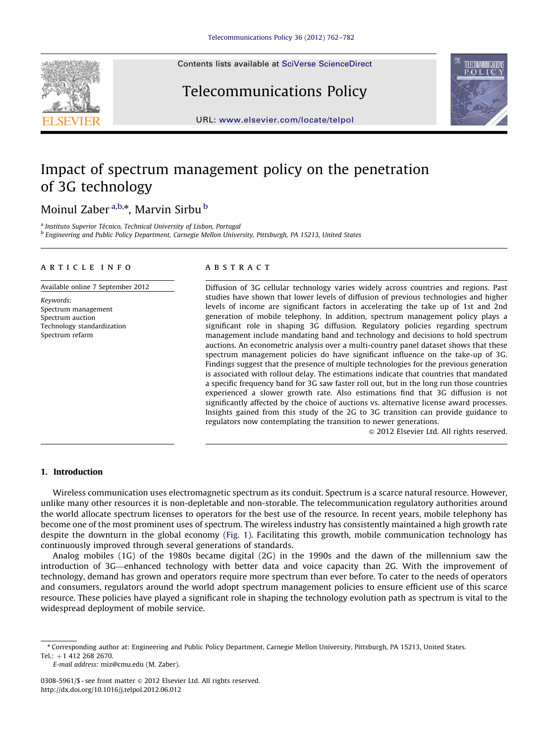# Impact of spectrum management policy on the penetration of 3G technology

Moinul Zaber [a,b,*], Marvin Sirbu [b]

[a] Instituto Superior Técnico, Technical University of Lisbon, Portugal
[b] Engineering and Public Policy Department, Carnegie Mellon University, Pittsburgh, PA 15213, United States

## ARTICLE INFO

Available online 7 September 2012

*Keywords:*
Spectrum management
Spectrum auction
Technology standardization
Spectrum refarm

## ABSTRACT

Diffusion of 3G cellular technology varies widely across countries and regions. Past studies have shown that lower levels of diffusion of previous technologies and higher levels of income are significant factors in accelerating the take up of 1st and 2nd generation of mobile telephony. In addition, spectrum management policy plays a significant role in shaping 3G diffusion. Regulatory policies regarding spectrum management include mandating band and technology and decisions to hold spectrum auctions. An econometric analysis over a multi-country panel dataset shows that these spectrum management policies do have significant influence on the take-up of 3G. Findings suggest that the presence of multiple technologies for the previous generation is associated with rollout delay. The estimations indicate that countries that mandated a specific frequency band for 3G saw faster roll out, but in the long run those countries experienced a slower growth rate. Also estimations find that 3G diffusion is not significantly affected by the choice of auctions vs. alternative license award processes. Insights gained from this study of the 2G to 3G transition can provide guidance to regulators now contemplating the transition to newer generations.

© 2012 Elsevier Ltd. All rights reserved.

## 1. Introduction

Wireless communication uses electromagnetic spectrum as its conduit. Spectrum is a scarce natural resource. However, unlike many other resources it is non-depletable and non-storable. The telecommunication regulatory authorities around the world allocate spectrum licenses to operators for the best use of the resource. In recent years, mobile telephony has become one of the most prominent uses of spectrum. The wireless industry has consistently maintained a high growth rate despite the downturn in the global economy (Fig. 1). Facilitating this growth, mobile communication technology has continuously improved through several generations of standards.

Analog mobiles (1G) of the 1980s became digital (2G) in the 1990s and the dawn of the millennium saw the introduction of 3G—enhanced technology with better data and voice capacity than 2G. With the improvement of technology, demand has grown and operators require more spectrum than ever before. To cater to the needs of operators and consumers, regulators around the world adopt spectrum management policies to ensure efficient use of this scarce resource. These policies have played a significant role in shaping the technology evolution path as spectrum is vital to the widespread deployment of mobile service.

* Corresponding author at: Engineering and Public Policy Department, Carnegie Mellon University, Pittsburgh, PA 15213, United States. Tel.: +1 412 268 2670.
*E-mail address:* miz@cmu.edu (M. Zaber).

0308-5961/$ - see front matter © 2012 Elsevier Ltd. All rights reserved.
http://dx.doi.org/10.1016/j.telpol.2012.06.012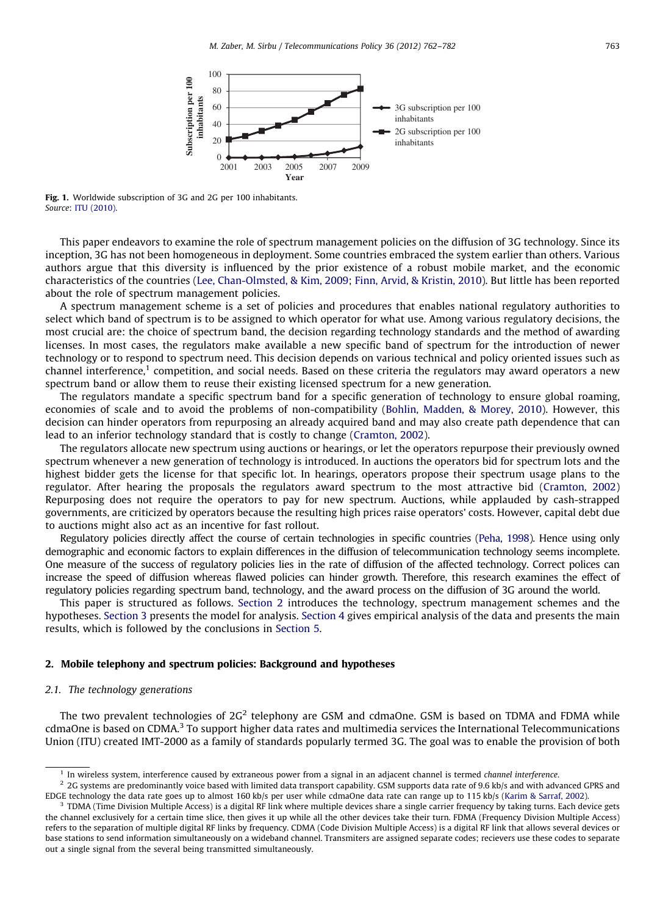Fig. 1. Worldwide subscription of 3G and 2G per 100 inhabitants.
*Source*: ITU (2010).

This paper endeavors to examine the role of spectrum management policies on the diffusion of 3G technology. Since its inception, 3G has not been homogeneous in deployment. Some countries embraced the system earlier than others. Various authors argue that this diversity is influenced by the prior existence of a robust mobile market, and the economic characteristics of the countries (Lee, Chan-Olmsted, & Kim, 2009; Finn, Arvid, & Kristin, 2010). But little has been reported about the role of spectrum management policies.

A spectrum management scheme is a set of policies and procedures that enables national regulatory authorities to select which band of spectrum is to be assigned to which operator for what use. Among various regulatory decisions, the most crucial are: the choice of spectrum band, the decision regarding technology standards and the method of awarding licenses. In most cases, the regulators make available a new specific band of spectrum for the introduction of newer technology or to respond to spectrum need. This decision depends on various technical and policy oriented issues such as channel interference,[1] competition, and social needs. Based on these criteria the regulators may award operators a new spectrum band or allow them to reuse their existing licensed spectrum for a new generation.

The regulators mandate a specific spectrum band for a specific generation of technology to ensure global roaming, economies of scale and to avoid the problems of non-compatibility (Bohlin, Madden, & Morey, 2010). However, this decision can hinder operators from repurposing an already acquired band and may also create path dependence that can lead to an inferior technology standard that is costly to change (Cramton, 2002).

The regulators allocate new spectrum using auctions or hearings, or let the operators repurpose their previously owned spectrum whenever a new generation of technology is introduced. In auctions the operators bid for spectrum lots and the highest bidder gets the license for that specific lot. In hearings, operators propose their spectrum usage plans to the regulator. After hearing the proposals the regulators award spectrum to the most attractive bid (Cramton, 2002) Repurposing does not require the operators to pay for new spectrum. Auctions, while applauded by cash-strapped governments, are criticized by operators because the resulting high prices raise operators' costs. However, capital debt due to auctions might also act as an incentive for fast rollout.

Regulatory policies directly affect the course of certain technologies in specific countries (Peha, 1998). Hence using only demographic and economic factors to explain differences in the diffusion of telecommunication technology seems incomplete. One measure of the success of regulatory policies lies in the rate of diffusion of the affected technology. Correct polices can increase the speed of diffusion whereas flawed policies can hinder growth. Therefore, this research examines the effect of regulatory policies regarding spectrum band, technology, and the award process on the diffusion of 3G around the world.

This paper is structured as follows. Section 2 introduces the technology, spectrum management schemes and the hypotheses. Section 3 presents the model for analysis. Section 4 gives empirical analysis of the data and presents the main results, which is followed by the conclusions in Section 5.

## 2. Mobile telephony and spectrum policies: Background and hypotheses

### 2.1. The technology generations

The two prevalent technologies of 2G[2] telephony are GSM and cdmaOne. GSM is based on TDMA and FDMA while cdmaOne is based on CDMA.[3] To support higher data rates and multimedia services the International Telecommunications Union (ITU) created IMT-2000 as a family of standards popularly termed 3G. The goal was to enable the provision of both

---

[1] In wireless system, interference caused by extraneous power from a signal in an adjacent channel is termed *channel interference*.

[2] 2G systems are predominantly voice based with limited data transport capability. GSM supports data rate of 9.6 kb/s and with advanced GPRS and EDGE technology the data rate goes up to almost 160 kb/s per user while cdmaOne data rate can range up to 115 kb/s (Karim & Sarraf, 2002).

[3] TDMA (Time Division Multiple Access) is a digital RF link where multiple devices share a single carrier frequency by taking turns. Each device gets the channel exclusively for a certain time slice, then gives it up while all the other devices take their turn. FDMA (Frequency Division Multiple Access) refers to the separation of multiple digital RF links by frequency. CDMA (Code Division Multiple Access) is a digital RF link that allows several devices or base stations to send information simultaneously on a wideband channel. Transmiters are assigned separate codes; recievers use these codes to separate out a single signal from the several being transmitted simultaneously.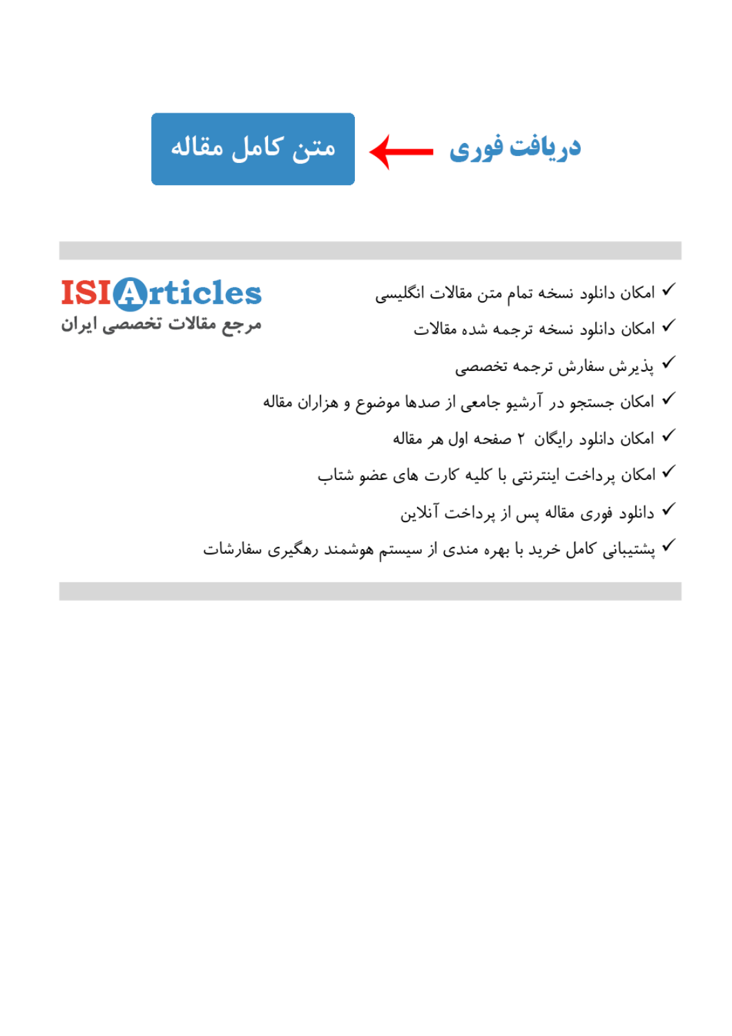دریافت فوری ← متن کامل مقاله

**ISIArticles**

مرجع مقالات تخصصی ایران

- ✓ امکان دانلود نسخه تمام متن مقالات انگلیسی
- ✓ امکان دانلود نسخه ترجمه شده مقالات
- ✓ پذیرش سفارش ترجمه تخصصی
- ✓ امکان جستجو در آرشیو جامعی از صدها موضوع و هزاران مقاله
- ✓ امکان دانلود رایگان ۲ صفحه اول هر مقاله
- ✓ امکان پرداخت اینترنتی با کلیه کارت های عضو شتاب
- ✓ دانلود فوری مقاله پس از پرداخت آنلاین
- ✓ پشتیبانی کامل خرید با بهره مندی از سیستم هوشمند رهگیری سفارشات